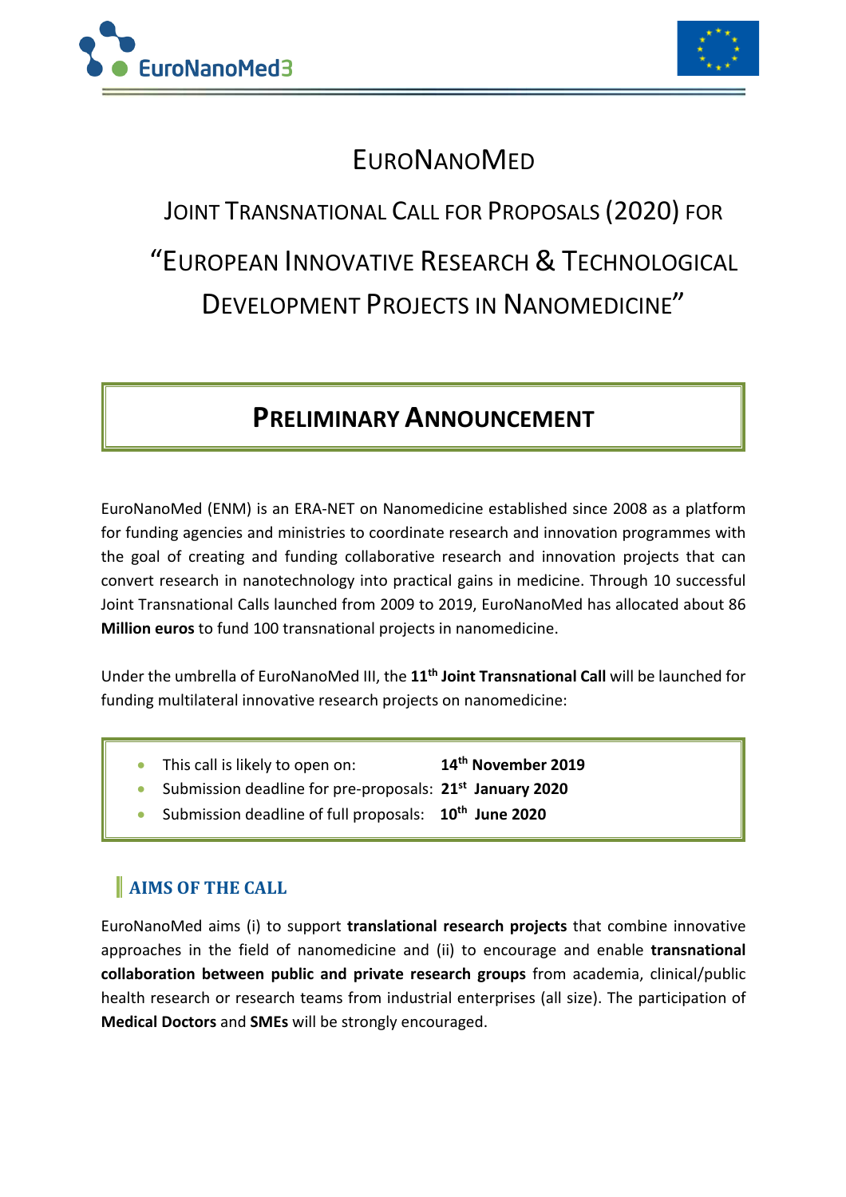# EURONANOMED

## JOINT TRANSNATIONAL CALL FOR PROPOSALS (2020) FOR "EUROPEAN INNOVATIVE RESEARCH & TECHNOLOGICAL DEVELOPMENT PROJECTS IN NANOMEDICINE"

## PRELIMINARY ANNOUNCEMENT

EuroNanoMed (ENM) is an ERA-NET on Nanomedicine established since 2008 as a platform for funding agencies and ministries to coordinate research and innovation programmes with the goal of creating and funding collaborative research and innovation projects that can convert research in nanotechnology into practical gains in medicine. Through 10 successful Joint Transnational Calls launched from 2009 to 2019, EuroNanoMed has allocated about 86 **Million euros** to fund 100 transnational projects in nanomedicine.

Under the umbrella of EuroNanoMed III, the **11th Joint Transnational Call** will be launched for funding multilateral innovative research projects on nanomedicine:

- This call is likely to open on: **14th November 2019**
- Submission deadline for pre-proposals: **21st January 2020**
- Submission deadline of full proposals: **10th June 2020**

### AIMS OF THE CALL

EuroNanoMed aims (i) to support **translational research projects** that combine innovative approaches in the field of nanomedicine and (ii) to encourage and enable **transnational collaboration between public and private research groups** from academia, clinical/public health research or research teams from industrial enterprises (all size). The participation of **Medical Doctors** and **SMEs** will be strongly encouraged.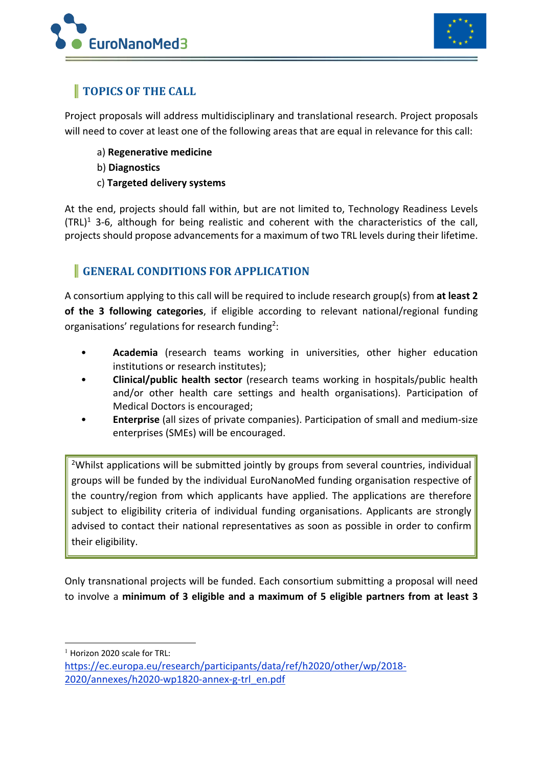## TOPICS OF THE CALL

Project proposals will address multidisciplinary and translational research. Project proposals will need to cover at least one of the following areas that are equal in relevance for this call:

a) **Regenerative medicine**
b) **Diagnostics**
c) **Targeted delivery systems**

At the end, projects should fall within, but are not limited to, Technology Readiness Levels (TRL)[1] 3-6, although for being realistic and coherent with the characteristics of the call, projects should propose advancements for a maximum of two TRL levels during their lifetime.

## GENERAL CONDITIONS FOR APPLICATION

A consortium applying to this call will be required to include research group(s) from **at least 2 of the 3 following categories**, if eligible according to relevant national/regional funding organisations' regulations for research funding[2]:

- **Academia** (research teams working in universities, other higher education institutions or research institutes);
- **Clinical/public health sector** (research teams working in hospitals/public health and/or other health care settings and health organisations). Participation of Medical Doctors is encouraged;
- **Enterprise** (all sizes of private companies). Participation of small and medium-size enterprises (SMEs) will be encouraged.

> [2]Whilst applications will be submitted jointly by groups from several countries, individual groups will be funded by the individual EuroNanoMed funding organisation respective of the country/region from which applicants have applied. The applications are therefore subject to eligibility criteria of individual funding organisations. Applicants are strongly advised to contact their national representatives as soon as possible in order to confirm their eligibility.

Only transnational projects will be funded. Each consortium submitting a proposal will need to involve a **minimum of 3 eligible and a maximum of 5 eligible partners from at least 3**

---

[1] Horizon 2020 scale for TRL: https://ec.europa.eu/research/participants/data/ref/h2020/other/wp/2018-2020/annexes/h2020-wp1820-annex-g-trl_en.pdf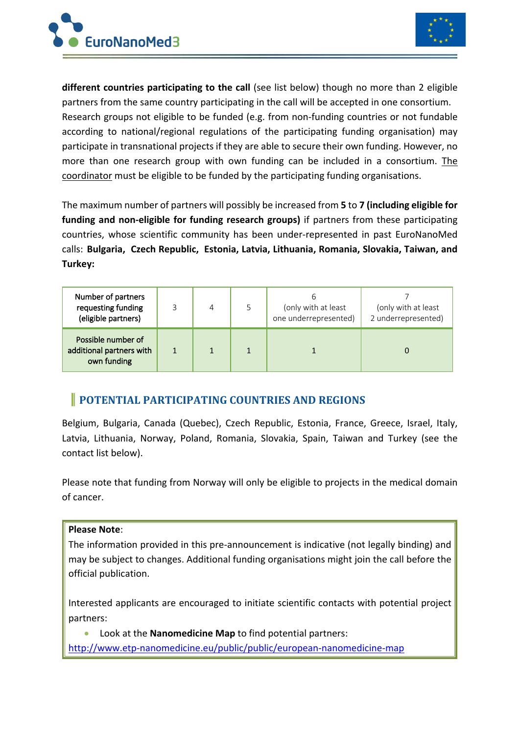**different countries participating to the call** (see list below) though no more than 2 eligible partners from the same country participating in the call will be accepted in one consortium. Research groups not eligible to be funded (e.g. from non-funding countries or not fundable according to national/regional regulations of the participating funding organisation) may participate in transnational projects if they are able to secure their own funding. However, no more than one research group with own funding can be included in a consortium. The coordinator must be eligible to be funded by the participating funding organisations.

The maximum number of partners will possibly be increased from **5** to **7 (including eligible for funding and non-eligible for funding research groups)** if partners from these participating countries, whose scientific community has been under-represented in past EuroNanoMed calls: **Bulgaria, Czech Republic, Estonia, Latvia, Lithuania, Romania, Slovakia, Taiwan, and Turkey:**

| Number of partners requesting funding (eligible partners) | 3 | 4 | 5 | 6 (only with at least one underrepresented) | 7 (only with at least 2 underrepresented) |
|---|---|---|---|---|---|
| Possible number of additional partners with own funding | 1 | 1 | 1 | 1 | 0 |

## POTENTIAL PARTICIPATING COUNTRIES AND REGIONS

Belgium, Bulgaria, Canada (Quebec), Czech Republic, Estonia, France, Greece, Israel, Italy, Latvia, Lithuania, Norway, Poland, Romania, Slovakia, Spain, Taiwan and Turkey (see the contact list below).

Please note that funding from Norway will only be eligible to projects in the medical domain of cancer.

**Please Note**:
The information provided in this pre-announcement is indicative (not legally binding) and may be subject to changes. Additional funding organisations might join the call before the official publication.

Interested applicants are encouraged to initiate scientific contacts with potential project partners:

- Look at the **Nanomedicine Map** to find potential partners: http://www.etp-nanomedicine.eu/public/public/european-nanomedicine-map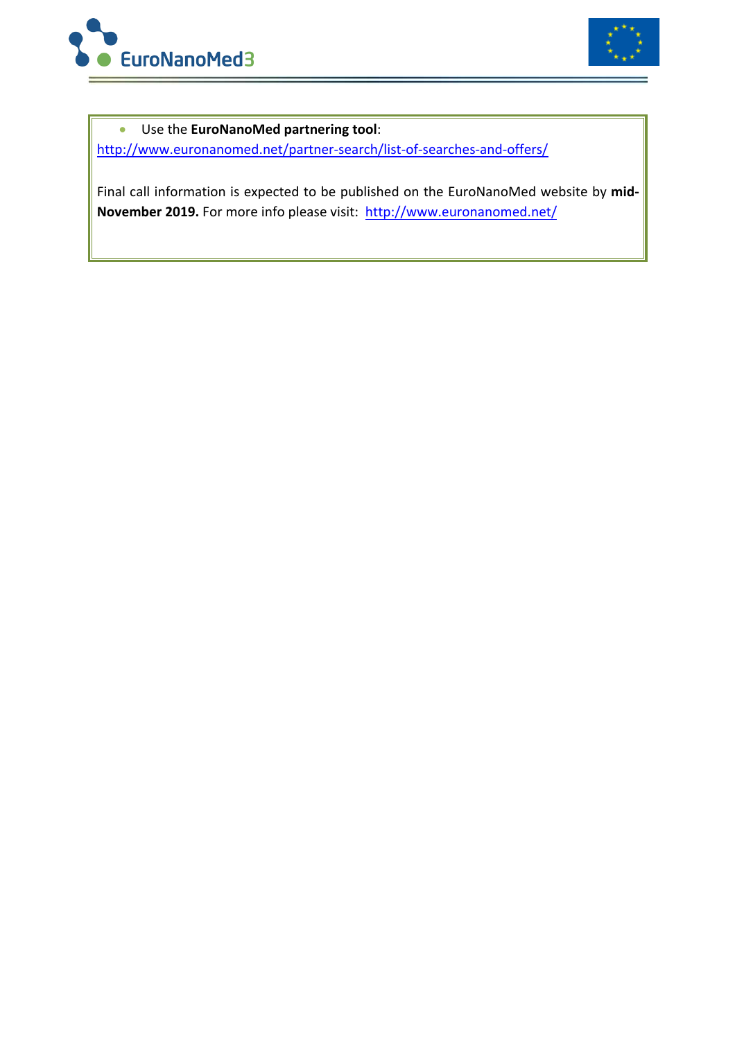- Use the **EuroNanoMed partnering tool**:

http://www.euronanomed.net/partner-search/list-of-searches-and-offers/

Final call information is expected to be published on the EuroNanoMed website by **mid-November 2019.** For more info please visit: http://www.euronanomed.net/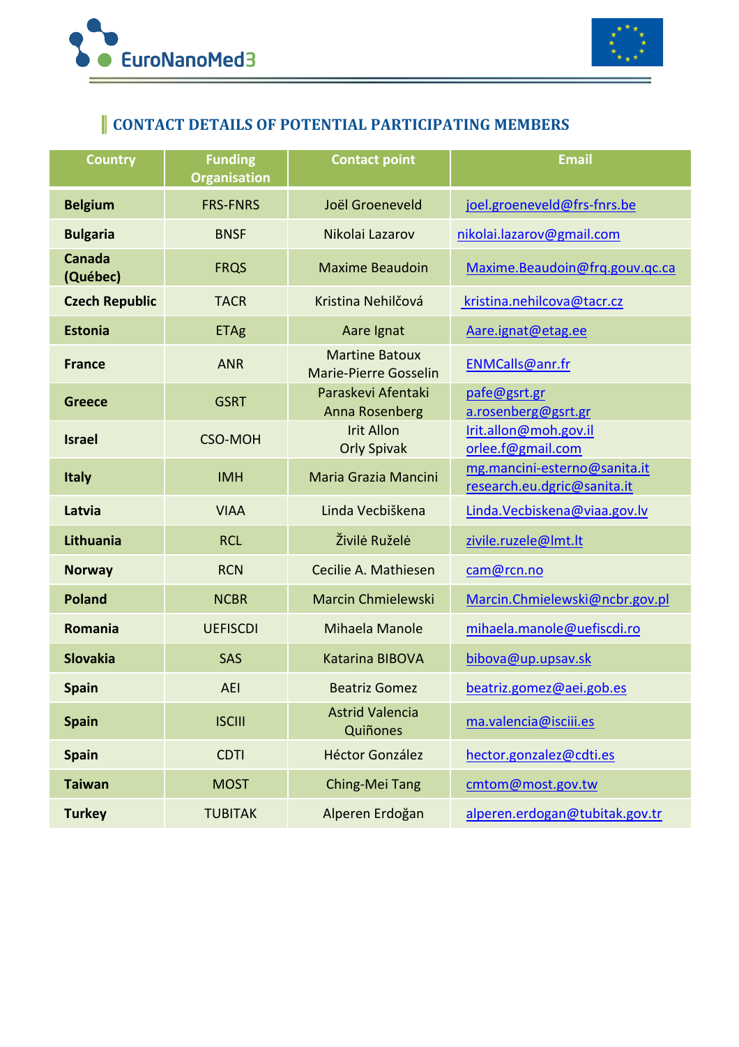## CONTACT DETAILS OF POTENTIAL PARTICIPATING MEMBERS

| Country | Funding Organisation | Contact point | Email |
|---|---|---|---|
| **Belgium** | FRS-FNRS | Joël Groeneveld | joel.groeneveld@frs-fnrs.be |
| **Bulgaria** | BNSF | Nikolai Lazarov | nikolai.lazarov@gmail.com |
| **Canada (Québec)** | FRQS | Maxime Beaudoin | Maxime.Beaudoin@frq.gouv.qc.ca |
| **Czech Republic** | TACR | Kristina Nehilčová | kristina.nehilcova@tacr.cz |
| **Estonia** | ETAg | Aare Ignat | Aare.ignat@etag.ee |
| **France** | ANR | Martine Batoux<br>Marie-Pierre Gosselin | ENMCalls@anr.fr |
| **Greece** | GSRT | Paraskevi Afentaki<br>Anna Rosenberg | pafe@gsrt.gr<br>a.rosenberg@gsrt.gr |
| **Israel** | CSO-MOH | Irit Allon<br>Orly Spivak | Irit.allon@moh.gov.il<br>orlee.f@gmail.com |
| **Italy** | IMH | Maria Grazia Mancini | mg.mancini-esterno@sanita.it<br>research.eu.dgric@sanita.it |
| **Latvia** | VIAA | Linda Vecbiškena | Linda.Vecbiskena@viaa.gov.lv |
| **Lithuania** | RCL | Živilė Ruželė | zivile.ruzele@lmt.lt |
| **Norway** | RCN | Cecilie A. Mathiesen | cam@rcn.no |
| **Poland** | NCBR | Marcin Chmielewski | Marcin.Chmielewski@ncbr.gov.pl |
| **Romania** | UEFISCDI | Mihaela Manole | mihaela.manole@uefiscdi.ro |
| **Slovakia** | SAS | Katarina BIBOVA | bibova@up.upsav.sk |
| **Spain** | AEI | Beatriz Gomez | beatriz.gomez@aei.gob.es |
| **Spain** | ISCIII | Astrid Valencia Quiñones | ma.valencia@isciii.es |
| **Spain** | CDTI | Héctor González | hector.gonzalez@cdti.es |
| **Taiwan** | MOST | Ching-Mei Tang | cmtom@most.gov.tw |
| **Turkey** | TUBITAK | Alperen Erdoğan | alperen.erdogan@tubitak.gov.tr |